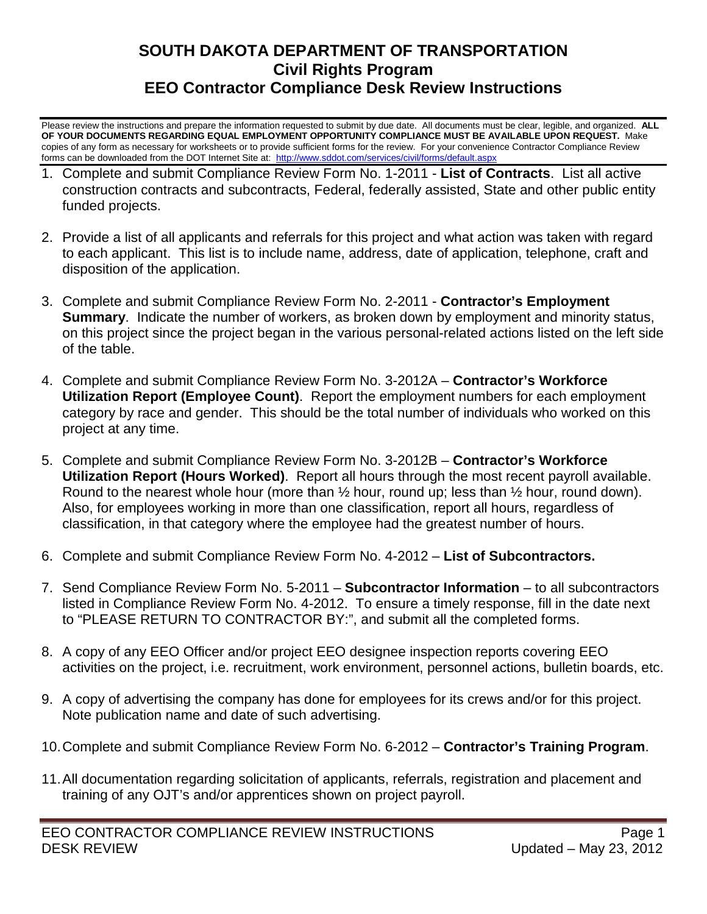# SOUTH DAKOTA DEPARTMENT OF TRANSPORTATION
## Civil Rights Program
## EEO Contractor Compliance Desk Review Instructions

Please review the instructions and prepare the information requested to submit by due date. All documents must be clear, legible, and organized. **ALL OF YOUR DOCUMENTS REGARDING EQUAL EMPLOYMENT OPPORTUNITY COMPLIANCE MUST BE AVAILABLE UPON REQUEST.** Make copies of any form as necessary for worksheets or to provide sufficient forms for the review. For your convenience Contractor Compliance Review forms can be downloaded from the DOT Internet Site at: http://www.sddot.com/services/civil/forms/default.aspx

1. Complete and submit Compliance Review Form No. 1-2011 - **List of Contracts**. List all active construction contracts and subcontracts, Federal, federally assisted, State and other public entity funded projects.
2. Provide a list of all applicants and referrals for this project and what action was taken with regard to each applicant. This list is to include name, address, date of application, telephone, craft and disposition of the application.
3. Complete and submit Compliance Review Form No. 2-2011 - **Contractor's Employment Summary**. Indicate the number of workers, as broken down by employment and minority status, on this project since the project began in the various personal-related actions listed on the left side of the table.
4. Complete and submit Compliance Review Form No. 3-2012A – **Contractor's Workforce Utilization Report (Employee Count)**. Report the employment numbers for each employment category by race and gender. This should be the total number of individuals who worked on this project at any time.
5. Complete and submit Compliance Review Form No. 3-2012B – **Contractor's Workforce Utilization Report (Hours Worked)**. Report all hours through the most recent payroll available. Round to the nearest whole hour (more than ½ hour, round up; less than ½ hour, round down). Also, for employees working in more than one classification, report all hours, regardless of classification, in that category where the employee had the greatest number of hours.
6. Complete and submit Compliance Review Form No. 4-2012 – **List of Subcontractors.**
7. Send Compliance Review Form No. 5-2011 – **Subcontractor Information** – to all subcontractors listed in Compliance Review Form No. 4-2012. To ensure a timely response, fill in the date next to "PLEASE RETURN TO CONTRACTOR BY:", and submit all the completed forms.
8. A copy of any EEO Officer and/or project EEO designee inspection reports covering EEO activities on the project, i.e. recruitment, work environment, personnel actions, bulletin boards, etc.
9. A copy of advertising the company has done for employees for its crews and/or for this project. Note publication name and date of such advertising.
10. Complete and submit Compliance Review Form No. 6-2012 – **Contractor's Training Program**.
11. All documentation regarding solicitation of applicants, referrals, registration and placement and training of any OJT's and/or apprentices shown on project payroll.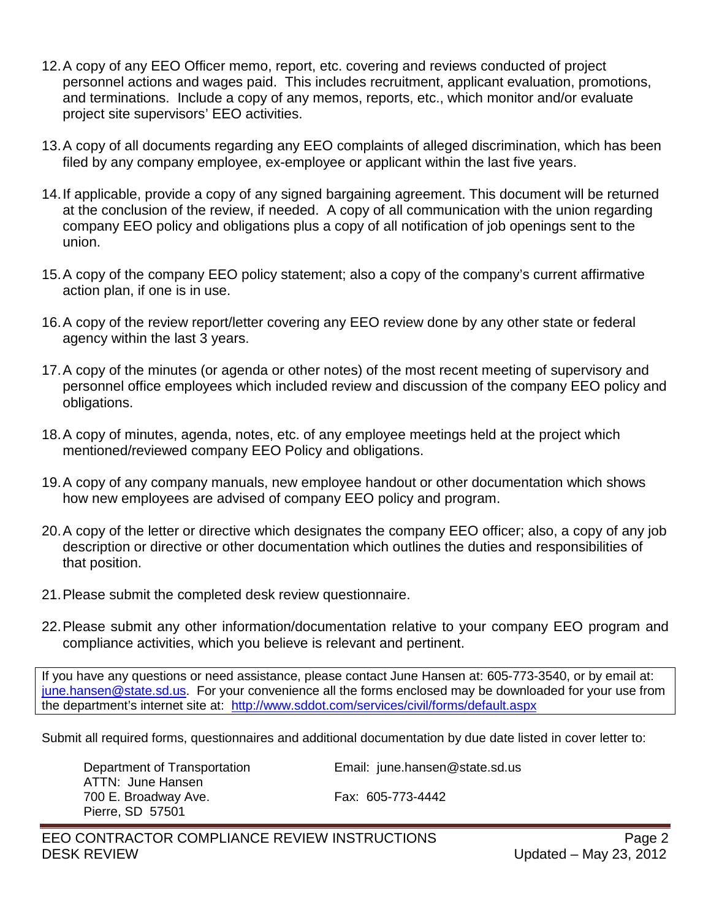12. A copy of any EEO Officer memo, report, etc. covering and reviews conducted of project personnel actions and wages paid. This includes recruitment, applicant evaluation, promotions, and terminations. Include a copy of any memos, reports, etc., which monitor and/or evaluate project site supervisors' EEO activities.

13. A copy of all documents regarding any EEO complaints of alleged discrimination, which has been filed by any company employee, ex-employee or applicant within the last five years.

14. If applicable, provide a copy of any signed bargaining agreement. This document will be returned at the conclusion of the review, if needed. A copy of all communication with the union regarding company EEO policy and obligations plus a copy of all notification of job openings sent to the union.

15. A copy of the company EEO policy statement; also a copy of the company's current affirmative action plan, if one is in use.

16. A copy of the review report/letter covering any EEO review done by any other state or federal agency within the last 3 years.

17. A copy of the minutes (or agenda or other notes) of the most recent meeting of supervisory and personnel office employees which included review and discussion of the company EEO policy and obligations.

18. A copy of minutes, agenda, notes, etc. of any employee meetings held at the project which mentioned/reviewed company EEO Policy and obligations.

19. A copy of any company manuals, new employee handout or other documentation which shows how new employees are advised of company EEO policy and program.

20. A copy of the letter or directive which designates the company EEO officer; also, a copy of any job description or directive or other documentation which outlines the duties and responsibilities of that position.

21. Please submit the completed desk review questionnaire.

22. Please submit any other information/documentation relative to your company EEO program and compliance activities, which you believe is relevant and pertinent.

If you have any questions or need assistance, please contact June Hansen at: 605-773-3540, or by email at: june.hansen@state.sd.us. For your convenience all the forms enclosed may be downloaded for your use from the department's internet site at: http://www.sddot.com/services/civil/forms/default.aspx

Submit all required forms, questionnaires and additional documentation by due date listed in cover letter to:

Department of Transportation
ATTN: June Hansen
700 E. Broadway Ave.
Pierre, SD 57501

Email: june.hansen@state.sd.us

Fax: 605-773-4442

EEO CONTRACTOR COMPLIANCE REVIEW INSTRUCTIONS
DESK REVIEW
Updated – May 23, 2012